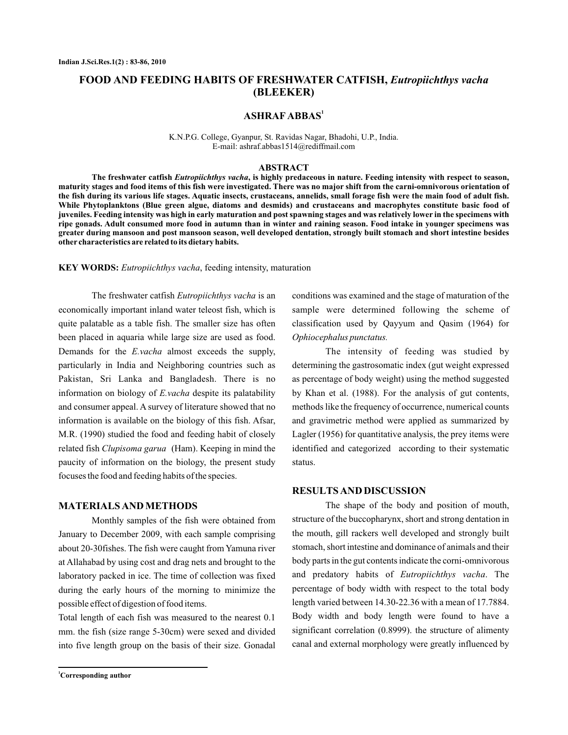# FOOD AND FEEDING HABITS OF FRESHWATER CATFISH, *Eutropiichthys vacha* (BLEEKER)

**ASHRAF ABBAS**[1]

K.N.P.G. College, Gyanpur, St. Ravidas Nagar, Bhadohi, U.P., India.
E-mail: ashraf.abbas1514@rediffmail.com

## ABSTRACT

**The freshwater catfish *Eutropiichthys vacha*, is highly predaceous in nature. Feeding intensity with respect to season, maturity stages and food items of this fish were investigated. There was no major shift from the carni-omnivorous orientation of the fish during its various life stages. Aquatic insects, crustaceans, annelids, small forage fish were the main food of adult fish. While Phytoplanktons (Blue green algue, diatoms and desmids) and crustaceans and macrophytes constitute basic food of juveniles. Feeding intensity was high in early maturation and post spawning stages and was relatively lower in the specimens with ripe gonads. Adult consumed more food in autumn than in winter and raining season. Food intake in younger specimens was greater during mansoon and post mansoon season, well developed dentation, strongly built stomach and short intestine besides other characteristics are related to its dietary habits.**

**KEY WORDS:** *Eutropiichthys vacha*, feeding intensity, maturation

The freshwater catfish *Eutropiichthys vacha* is an economically important inland water teleost fish, which is quite palatable as a table fish. The smaller size has often been placed in aquaria while large size are used as food. Demands for the *E.vacha* almost exceeds the supply, particularly in India and Neighboring countries such as Pakistan, Sri Lanka and Bangladesh. There is no information on biology of *E.vacha* despite its palatability and consumer appeal. A survey of literature showed that no information is available on the biology of this fish. Afsar, M.R. (1990) studied the food and feeding habit of closely related fish *Clupisoma garua* (Ham). Keeping in mind the paucity of information on the biology, the present study focuses the food and feeding habits of the species.

## MATERIALS AND METHODS

Monthly samples of the fish were obtained from January to December 2009, with each sample comprising about 20-30fishes. The fish were caught from Yamuna river at Allahabad by using cost and drag nets and brought to the laboratory packed in ice. The time of collection was fixed during the early hours of the morning to minimize the possible effect of digestion of food items.

Total length of each fish was measured to the nearest 0.1 mm. the fish (size range 5-30cm) were sexed and divided into five length group on the basis of their size. Gonadal conditions was examined and the stage of maturation of the sample were determined following the scheme of classification used by Qayyum and Qasim (1964) for *Ophiocephalus punctatus.*

The intensity of feeding was studied by determining the gastrosomatic index (gut weight expressed as percentage of body weight) using the method suggested by Khan et al. (1988). For the analysis of gut contents, methods like the frequency of occurrence, numerical counts and gravimetric method were applied as summarized by Lagler (1956) for quantitative analysis, the prey items were identified and categorized according to their systematic status.

## RESULTS AND DISCUSSION

The shape of the body and position of mouth, structure of the buccopharynx, short and strong dentation in the mouth, gill rackers well developed and strongly built stomach, short intestine and dominance of animals and their body parts in the gut contents indicate the corni-omnivorous and predatory habits of *Eutropiichthys vacha*. The percentage of body width with respect to the total body length varied between 14.30-22.36 with a mean of 17.7884. Body width and body length were found to have a significant correlation (0.8999). the structure of alimenty canal and external morphology were greatly influenced by

[1]Corresponding author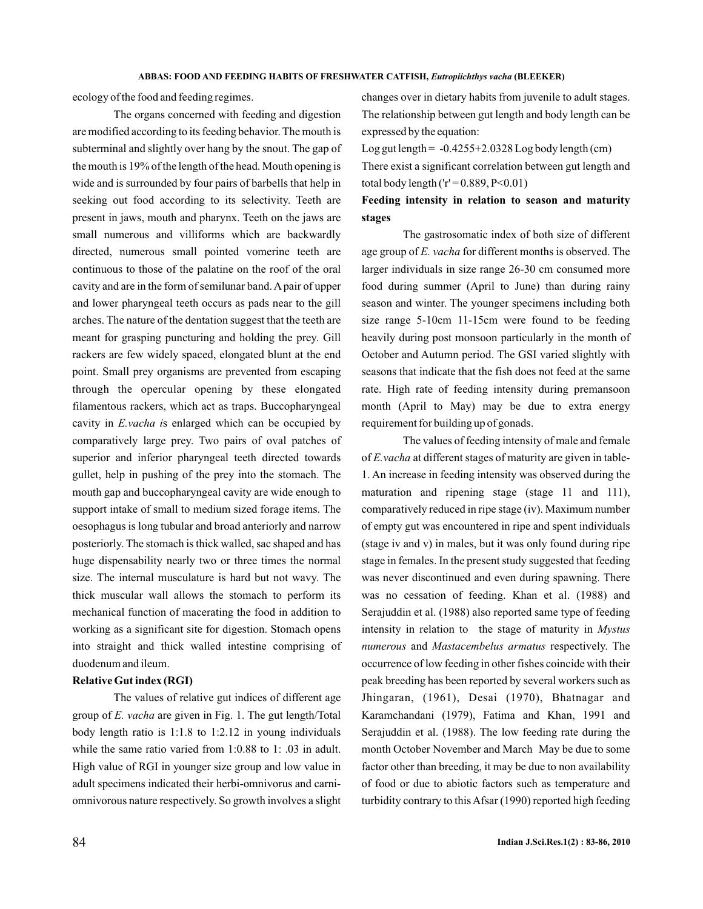ecology of the food and feeding regimes.

The organs concerned with feeding and digestion are modified according to its feeding behavior. The mouth is subterminal and slightly over hang by the snout. The gap of the mouth is 19% of the length of the head. Mouth opening is wide and is surrounded by four pairs of barbells that help in seeking out food according to its selectivity. Teeth are present in jaws, mouth and pharynx. Teeth on the jaws are small numerous and villiforms which are backwardly directed, numerous small pointed vomerine teeth are continuous to those of the palatine on the roof of the oral cavity and are in the form of semilunar band. A pair of upper and lower pharyngeal teeth occurs as pads near to the gill arches. The nature of the dentation suggest that the teeth are meant for grasping puncturing and holding the prey. Gill rackers are few widely spaced, elongated blunt at the end point. Small prey organisms are prevented from escaping through the opercular opening by these elongated filamentous rackers, which act as traps. Buccopharyngeal cavity in *E.vacha* is enlarged which can be occupied by comparatively large prey. Two pairs of oval patches of superior and inferior pharyngeal teeth directed towards gullet, help in pushing of the prey into the stomach. The mouth gap and buccopharyngeal cavity are wide enough to support intake of small to medium sized forage items. The oesophagus is long tubular and broad anteriorly and narrow posteriorly. The stomach is thick walled, sac shaped and has huge dispensability nearly two or three times the normal size. The internal musculature is hard but not wavy. The thick muscular wall allows the stomach to perform its mechanical function of macerating the food in addition to working as a significant site for digestion. Stomach opens into straight and thick walled intestine comprising of duodenum and ileum.

**Relative Gut index (RGI)**

The values of relative gut indices of different age group of *E. vacha* are given in Fig. 1. The gut length/Total body length ratio is 1:1.8 to 1:2.12 in young individuals while the same ratio varied from 1:0.88 to 1: .03 in adult. High value of RGI in younger size group and low value in adult specimens indicated their herbi-omnivorus and carni-omnivorous nature respectively. So growth involves a slight changes over in dietary habits from juvenile to adult stages. The relationship between gut length and body length can be expressed by the equation:

Log gut length = -0.4255+2.0328 Log body length (cm)

There exist a significant correlation between gut length and total body length ('r' = 0.889, $P<0.01$)

**Feeding intensity in relation to season and maturity stages**

The gastrosomatic index of both size of different age group of *E. vacha* for different months is observed. The larger individuals in size range 26-30 cm consumed more food during summer (April to June) than during rainy season and winter. The younger specimens including both size range 5-10cm 11-15cm were found to be feeding heavily during post monsoon particularly in the month of October and Autumn period. The GSI varied slightly with seasons that indicate that the fish does not feed at the same rate. High rate of feeding intensity during premansoon month (April to May) may be due to extra energy requirement for building up of gonads.

The values of feeding intensity of male and female of *E.vacha* at different stages of maturity are given in table-1. An increase in feeding intensity was observed during the maturation and ripening stage (stage 11 and 111), comparatively reduced in ripe stage (iv). Maximum number of empty gut was encountered in ripe and spent individuals (stage iv and v) in males, but it was only found during ripe stage in females. In the present study suggested that feeding was never discontinued and even during spawning. There was no cessation of feeding. Khan et al. (1988) and Serajuddin et al. (1988) also reported same type of feeding intensity in relation to the stage of maturity in *Mystus numerous* and *Mastacembelus armatus* respectively. The occurrence of low feeding in other fishes coincide with their peak breeding has been reported by several workers such as Jhingaran, (1961), Desai (1970), Bhatnagar and Karamchandani (1979), Fatima and Khan, 1991 and Serajuddin et al. (1988). The low feeding rate during the month October November and March May be due to some factor other than breeding, it may be due to non availability of food or due to abiotic factors such as temperature and turbidity contrary to this Afsar (1990) reported high feeding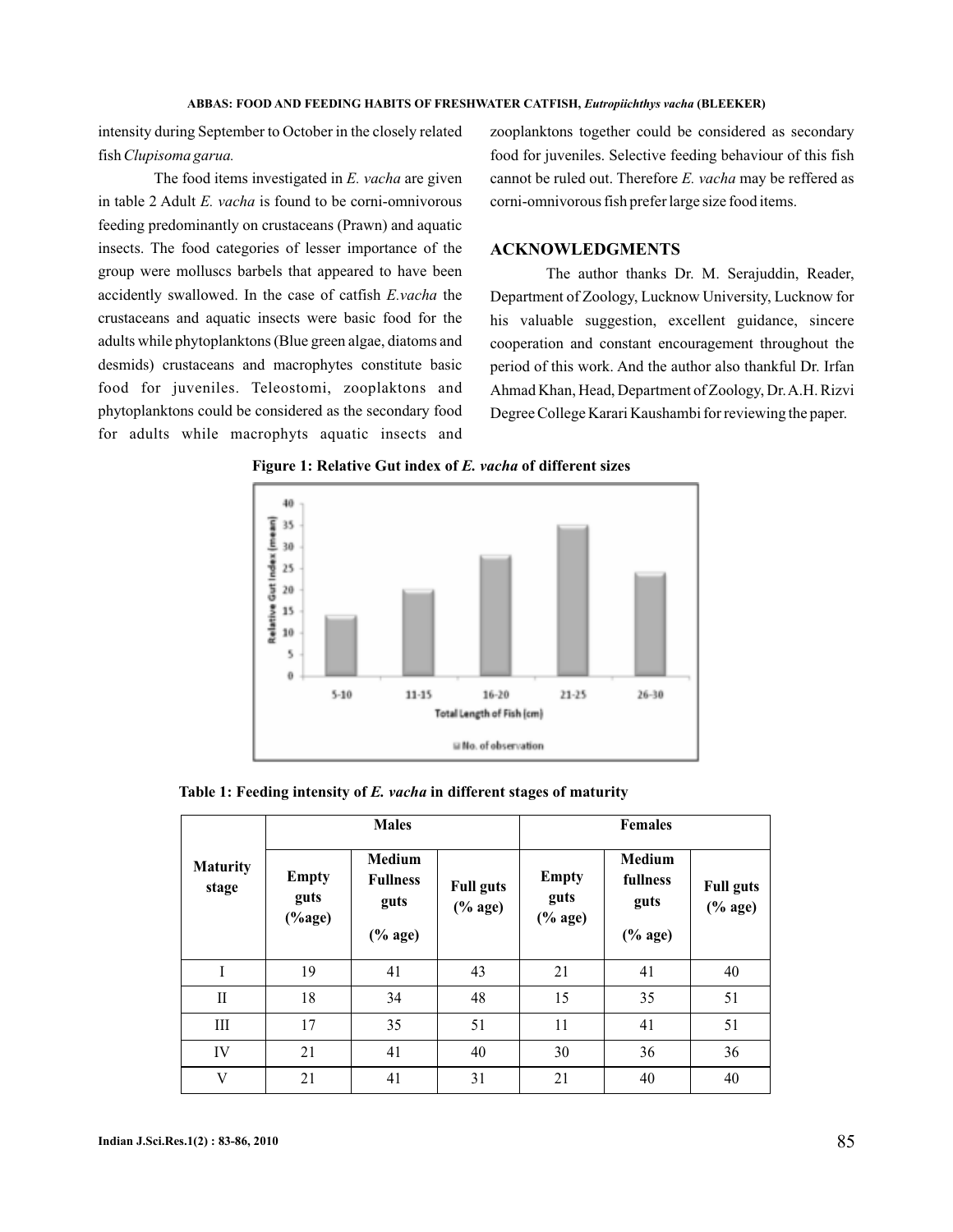intensity during September to October in the closely related fish *Clupisoma garua.*

The food items investigated in *E. vacha* are given in table 2 Adult *E. vacha* is found to be corni-omnivorous feeding predominantly on crustaceans (Prawn) and aquatic insects. The food categories of lesser importance of the group were molluscs barbels that appeared to have been accidently swallowed. In the case of catfish *E.vacha* the crustaceans and aquatic insects were basic food for the adults while phytoplanktons (Blue green algae, diatoms and desmids) crustaceans and macrophytes constitute basic food for juveniles. Teleostomi, zooplaktons and phytoplanktons could be considered as the secondary food for adults while macrophyts aquatic insects and zooplanktons together could be considered as secondary food for juveniles. Selective feeding behaviour of this fish cannot be ruled out. Therefore *E. vacha* may be reffered as corni-omnivorous fish prefer large size food items.

## ACKNOWLEDGMENTS

The author thanks Dr. M. Serajuddin, Reader, Department of Zoology, Lucknow University, Lucknow for his valuable suggestion, excellent guidance, sincere cooperation and constant encouragement throughout the period of this work. And the author also thankful Dr. Irfan Ahmad Khan, Head, Department of Zoology, Dr. A.H. Rizvi Degree College Karari Kaushambi for reviewing the paper.

**Figure 1: Relative Gut index of *E. vacha* of different sizes**

**Table 1: Feeding intensity of *E. vacha* in different stages of maturity**

| Maturity stage | Males | | | Females | | |
|---|---|---|---|---|---|---|
| | Empty guts (%age) | Medium Fullness guts (% age) | Full guts (% age) | Empty guts (% age) | Medium fullness guts (% age) | Full guts (% age) |
| I | 19 | 41 | 43 | 21 | 41 | 40 |
| II | 18 | 34 | 48 | 15 | 35 | 51 |
| III | 17 | 35 | 51 | 11 | 41 | 51 |
| IV | 21 | 41 | 40 | 30 | 36 | 36 |
| V | 21 | 41 | 31 | 21 | 40 | 40 |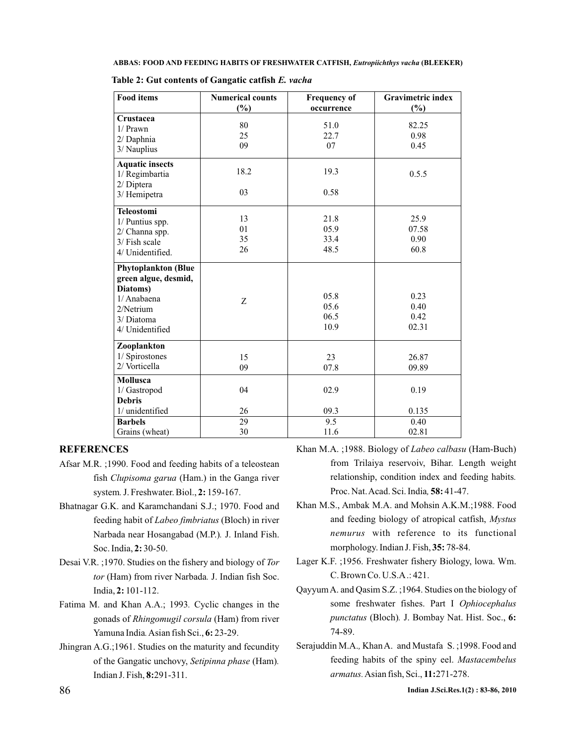**Table 2: Gut contents of Gangatic catfish *E. vacha***

| Food items | Numerical counts (%) | Frequency of occurrence | Gravimetric index (%) |
|---|---|---|---|
| **Crustacea** | | | |
| 1/ Prawn | 80 | 51.0 | 82.25 |
| 2/ Daphnia | 25 | 22.7 | 0.98 |
| 3/ Nauplius | 09 | 07 | 0.45 |
| **Aquatic insects** | | | |
| 1/ Regimbartia | 18.2 | 19.3 | 0.5.5 |
| 2/ Diptera | | | |
| 3/ Hemipetra | 03 | 0.58 | |
| **Teleostomi** | | | |
| 1/ Puntius spp. | 13 | 21.8 | 25.9 |
| 2/ Channa spp. | 01 | 05.9 | 07.58 |
| 3/ Fish scale | 35 | 33.4 | 0.90 |
| 4/ Unidentified. | 26 | 48.5 | 60.8 |
| **Phytoplankton (Blue green algue, desmid, Diatoms)** | | | |
| 1/ Anabaena | Z | 05.8 | 0.23 |
| 2/Netrium | | 05.6 | 0.40 |
| 3/ Diatoma | | 06.5 | 0.42 |
| 4/ Unidentified | | 10.9 | 02.31 |
| **Zooplankton** | | | |
| 1/ Spirostones | 15 | 23 | 26.87 |
| 2/ Vorticella | 09 | 07.8 | 09.89 |
| **Mollusca** | | | |
| 1/ Gastropod | 04 | 02.9 | 0.19 |
| **Debris** | | | |
| 1/ unidentified | 26 | 09.3 | 0.135 |
| **Barbels** | 29 | 9.5 | 0.40 |
| Grains (wheat) | 30 | 11.6 | 02.81 |

## REFERENCES

Afsar M.R. ;1990. Food and feeding habits of a teleostean fish *Clupisoma garua* (Ham.) in the Ganga river system. J. Freshwater. Biol., **2:** 159-167.

Bhatnagar G.K. and Karamchandani S.J.; 1970. Food and feeding habit of *Labeo fimbriatus* (Bloch) in river Narbada near Hosangabad (M.P.). J. Inland Fish. Soc. India, **2:** 30-50.

Desai V.R. ;1970. Studies on the fishery and biology of *Tor tor* (Ham) from river Narbada. J. Indian fish Soc. India, **2:** 101-112.

Fatima M. and Khan A.A.; 1993. Cyclic changes in the gonads of *Rhingomugil corsula* (Ham) from river Yamuna India. Asian fish Sci., **6:** 23-29.

Jhingran A.G.;1961. Studies on the maturity and fecundity of the Gangatic unchovy, *Setipinna phase* (Ham). Indian J. Fish, **8:**291-311.

Khan M.A. ;1988. Biology of *Labeo calbasu* (Ham-Buch) from Trilaiya reservoiv, Bihar. Length weight relationship, condition index and feeding habits. Proc. Nat. Acad. Sci. India, **58:** 41-47.

Khan M.S., Ambak M.A. and Mohsin A.K.M.;1988. Food and feeding biology of atropical catfish, *Mystus nemurus* with reference to its functional morphology. Indian J. Fish, **35:** 78-84.

Lager K.F. ;1956. Freshwater fishery Biology, lowa. Wm. C. Brown Co. U.S.A.: 421.

Qayyum A. and Qasim S.Z. ;1964. Studies on the biology of some freshwater fishes. Part I *Ophiocephalus punctatus* (Bloch). J. Bombay Nat. Hist. Soc., **6:** 74-89.

Serajuddin M.A., Khan A. and Mustafa S. ;1998. Food and feeding habits of the spiny eel. *Mastacembelus armatus*. Asian fish, Sci., **11:**271-278.